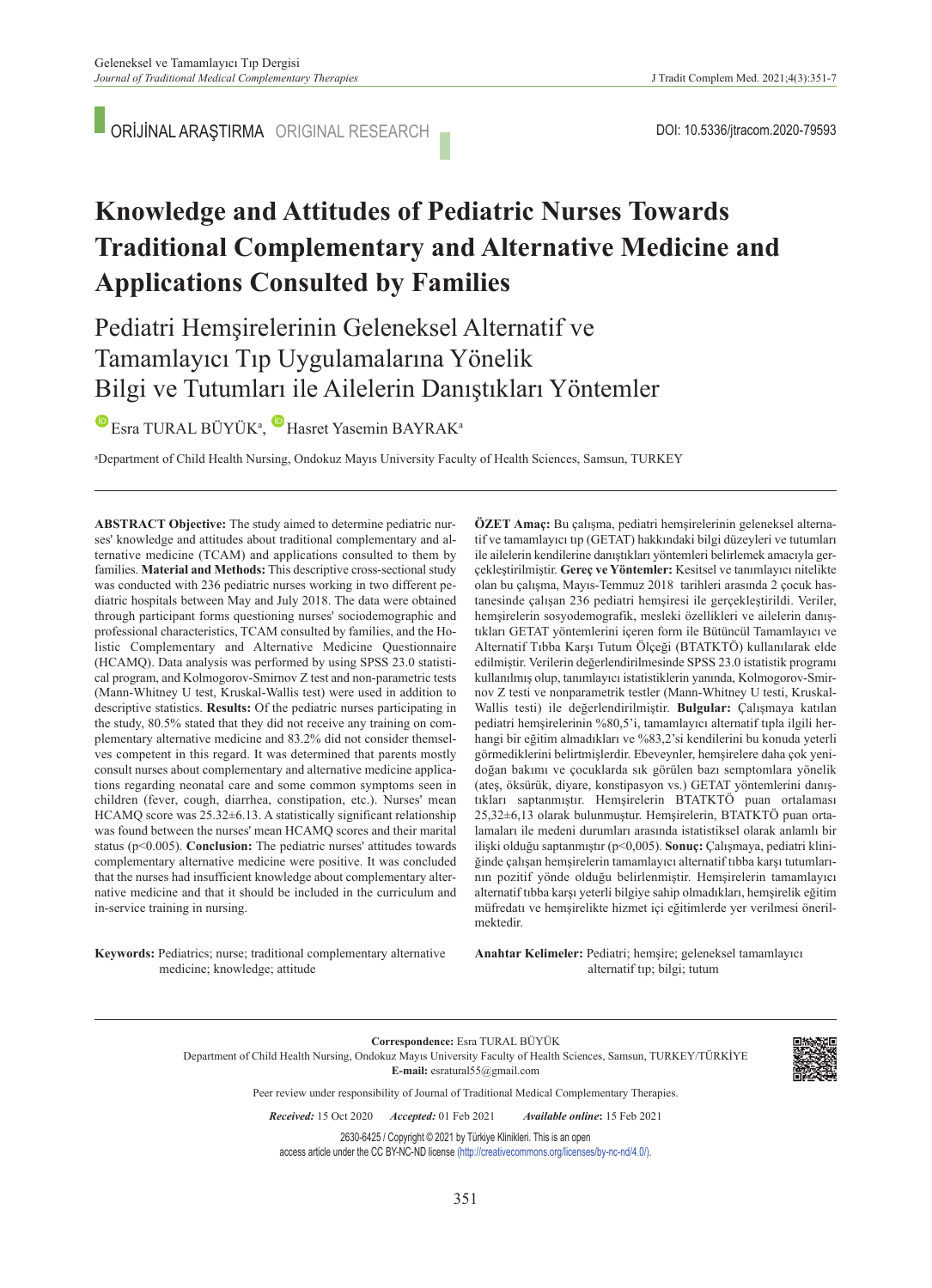ORİJİNAL ARAŞTIRMA ORIGINAL RESEARCH

DOI: 10.5336/jtracom.2020-79593

# Knowledge and Attitudes of Pediatric Nurses Towards Traditional Complementary and Alternative Medicine and Applications Consulted by Families

## Pediatri Hemşirelerinin Geleneksel Alternatif ve Tamamlayıcı Tıp Uygulamalarına Yönelik Bilgi ve Tutumları ile Ailelerin Danıştıkları Yöntemler

Esra TURAL BÜYÜK[a], Hasret Yasemin BAYRAK[a]

[a]Department of Child Health Nursing, Ondokuz Mayıs University Faculty of Health Sciences, Samsun, TURKEY

---

**ABSTRACT Objective:** The study aimed to determine pediatric nurses' knowledge and attitudes about traditional complementary and alternative medicine (TCAM) and applications consulted to them by families. **Material and Methods:** This descriptive cross-sectional study was conducted with 236 pediatric nurses working in two different pediatric hospitals between May and July 2018. The data were obtained through participant forms questioning nurses' sociodemographic and professional characteristics, TCAM consulted by families, and the Holistic Complementary and Alternative Medicine Questionnaire (HCAMQ). Data analysis was performed by using SPSS 23.0 statistical program, and Kolmogorov-Smirnov Z test and non-parametric tests (Mann-Whitney U test, Kruskal-Wallis test) were used in addition to descriptive statistics. **Results:** Of the pediatric nurses participating in the study, 80.5% stated that they did not receive any training on complementary alternative medicine and 83.2% did not consider themselves competent in this regard. It was determined that parents mostly consult nurses about complementary and alternative medicine applications regarding neonatal care and some common symptoms seen in children (fever, cough, diarrhea, constipation, etc.). Nurses' mean HCAMQ score was 25.32±6.13. A statistically significant relationship was found between the nurses' mean HCAMQ scores and their marital status (p<0.005). **Conclusion:** The pediatric nurses' attitudes towards complementary alternative medicine were positive. It was concluded that the nurses had insufficient knowledge about complementary alternative medicine and that it should be included in the curriculum and in-service training in nursing.

**Keywords:** Pediatrics; nurse; traditional complementary alternative medicine; knowledge; attitude

**ÖZET Amaç:** Bu çalışma, pediatri hemşirelerinin geleneksel alternatif ve tamamlayıcı tıp (GETAT) hakkındaki bilgi düzeyleri ve tutumları ile ailelerin kendilerine danıştıkları yöntemleri belirlemek amacıyla gerçekleştirilmiştir. **Gereç ve Yöntemler:** Kesitsel ve tanımlayıcı nitelikte olan bu çalışma, Mayıs-Temmuz 2018 tarihleri arasında 2 çocuk hastanesinde çalışan 236 pediatri hemşiresi ile gerçekleştirildi. Veriler, hemşirelerin sosyodemografik, mesleki özellikleri ve ailelerin danıştıkları GETAT yöntemlerini içeren form ile Bütüncül Tamamlayıcı ve Alternatif Tıbba Karşı Tutum Ölçeği (BTATKTÖ) kullanılarak elde edilmiştir. Verilerin değerlendirilmesinde SPSS 23.0 istatistik programı kullanılmış olup, tanımlayıcı istatistiklerin yanında, Kolmogorov-Smirnov Z testi ve nonparametrik testler (Mann-Whitney U testi, Kruskal-Wallis testi) ile değerlendirilmiştir. **Bulgular:** Çalışmaya katılan pediatri hemşirelerinin %80,5'i, tamamlayıcı alternatif tıpla ilgili herhangi bir eğitim almadıkları ve %83,2'si kendilerini bu konuda yeterli görmediklerini belirtmişlerdir. Ebeveynler, hemşirelere daha çok yenidoğan bakımı ve çocuklarda sık görülen bazı semptomlara yönelik (ateş, öksürük, diyare, konstipasyon vs.) GETAT yöntemlerini danıştıkları saptanmıştır. Hemşirelerin BTATKTÖ puan ortalaması 25,32±6,13 olarak bulunmuştur. Hemşirelerin, BTATKTÖ puan ortalamaları ile medeni durumları arasında istatistiksel olarak anlamlı bir ilişki olduğu saptanmıştır (p<0,005). **Sonuç:** Çalışmaya, pediatri kliniğinde çalışan hemşirelerin tamamlayıcı alternatif tıbba karşı tutumlarının pozitif yönde olduğu belirlenmiştir. Hemşirelerin tamamlayıcı alternatif tıbba karşı yeterli bilgiye sahip olmadıkları, hemşirelik eğitim müfredatı ve hemşirelikte hizmet içi eğitimlerde yer verilmesi önerilmektedir.

**Anahtar Kelimeler:** Pediatri; hemşire; geleneksel tamamlayıcı alternatif tıp; bilgi; tutum

---

**Correspondence:** Esra TURAL BÜYÜK
Department of Child Health Nursing, Ondokuz Mayıs University Faculty of Health Sciences, Samsun, TURKEY/TÜRKİYE
**E-mail:** esratural55@gmail.com

Peer review under responsibility of Journal of Traditional Medical Complementary Therapies.

***Received:*** 15 Oct 2020 ***Accepted:*** 01 Feb 2021 ***Available online*:** 15 Feb 2021

2630-6425 / Copyright © 2021 by Türkiye Klinikleri. This is an open access article under the CC BY-NC-ND license (http://creativecommons.org/licenses/by-nc-nd/4.0/).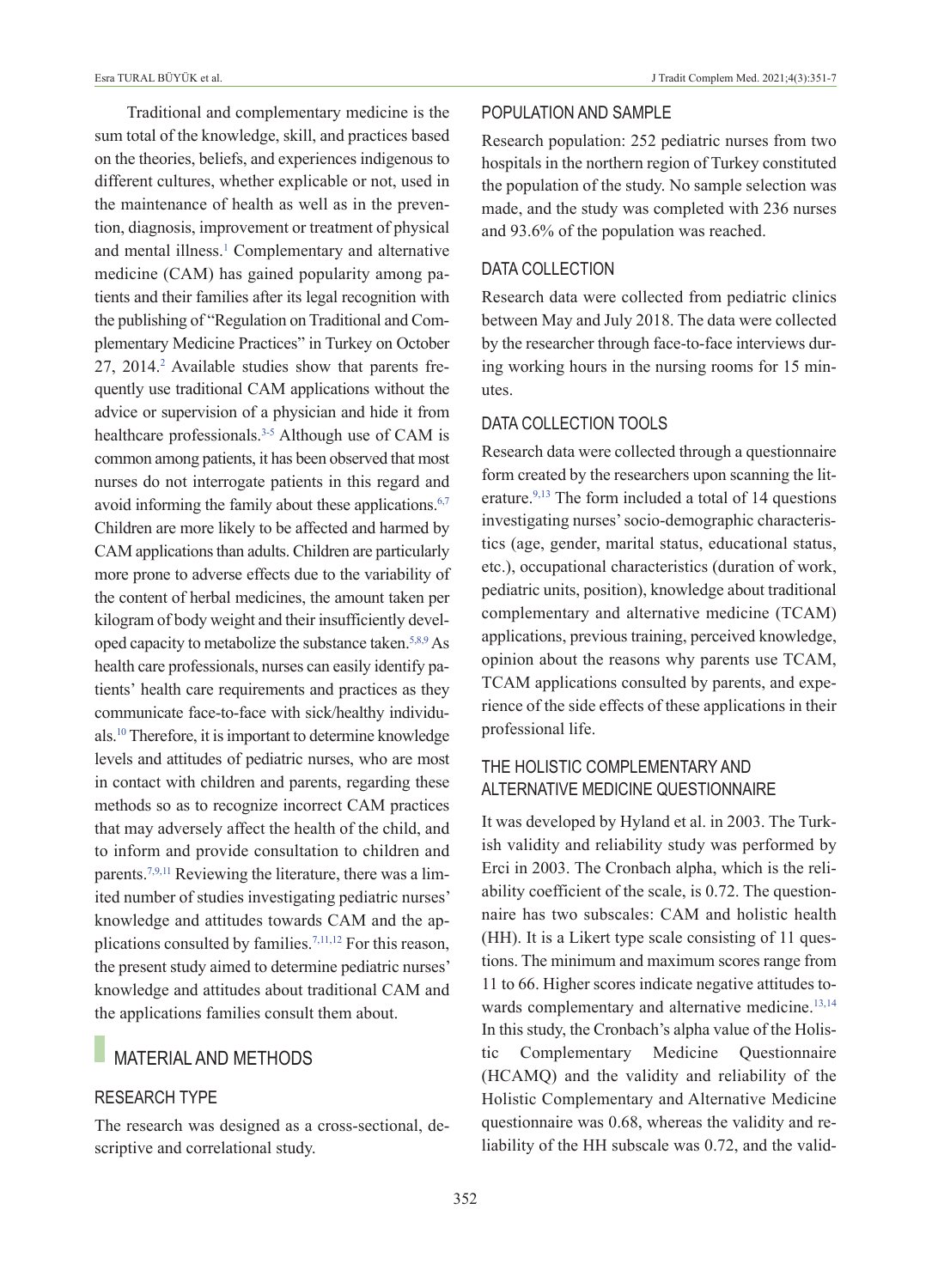Traditional and complementary medicine is the sum total of the knowledge, skill, and practices based on the theories, beliefs, and experiences indigenous to different cultures, whether explicable or not, used in the maintenance of health as well as in the prevention, diagnosis, improvement or treatment of physical and mental illness.[1] Complementary and alternative medicine (CAM) has gained popularity among patients and their families after its legal recognition with the publishing of "Regulation on Traditional and Complementary Medicine Practices" in Turkey on October 27, 2014.[2] Available studies show that parents frequently use traditional CAM applications without the advice or supervision of a physician and hide it from healthcare professionals.[3-5] Although use of CAM is common among patients, it has been observed that most nurses do not interrogate patients in this regard and avoid informing the family about these applications.[6,7] Children are more likely to be affected and harmed by CAM applications than adults. Children are particularly more prone to adverse effects due to the variability of the content of herbal medicines, the amount taken per kilogram of body weight and their insufficiently developed capacity to metabolize the substance taken.[5,8,9] As health care professionals, nurses can easily identify patients' health care requirements and practices as they communicate face-to-face with sick/healthy individuals.[10] Therefore, it is important to determine knowledge levels and attitudes of pediatric nurses, who are most in contact with children and parents, regarding these methods so as to recognize incorrect CAM practices that may adversely affect the health of the child, and to inform and provide consultation to children and parents.[7,9,11] Reviewing the literature, there was a limited number of studies investigating pediatric nurses' knowledge and attitudes towards CAM and the applications consulted by families.[7,11,12] For this reason, the present study aimed to determine pediatric nurses' knowledge and attitudes about traditional CAM and the applications families consult them about.

## MATERIAL AND METHODS

### RESEARCH TYPE

The research was designed as a cross-sectional, descriptive and correlational study.

### POPULATION AND SAMPLE

Research population: 252 pediatric nurses from two hospitals in the northern region of Turkey constituted the population of the study. No sample selection was made, and the study was completed with 236 nurses and 93.6% of the population was reached.

### DATA COLLECTION

Research data were collected from pediatric clinics between May and July 2018. The data were collected by the researcher through face-to-face interviews during working hours in the nursing rooms for 15 minutes.

### DATA COLLECTION TOOLS

Research data were collected through a questionnaire form created by the researchers upon scanning the literature.[9,13] The form included a total of 14 questions investigating nurses' socio-demographic characteristics (age, gender, marital status, educational status, etc.), occupational characteristics (duration of work, pediatric units, position), knowledge about traditional complementary and alternative medicine (TCAM) applications, previous training, perceived knowledge, opinion about the reasons why parents use TCAM, TCAM applications consulted by parents, and experience of the side effects of these applications in their professional life.

### THE HOLISTIC COMPLEMENTARY AND ALTERNATIVE MEDICINE QUESTIONNAIRE

It was developed by Hyland et al. in 2003. The Turkish validity and reliability study was performed by Erci in 2003. The Cronbach alpha, which is the reliability coefficient of the scale, is 0.72. The questionnaire has two subscales: CAM and holistic health (HH). It is a Likert type scale consisting of 11 questions. The minimum and maximum scores range from 11 to 66. Higher scores indicate negative attitudes towards complementary and alternative medicine.[13,14] In this study, the Cronbach's alpha value of the Holistic Complementary Medicine Questionnaire (HCAMQ) and the validity and reliability of the Holistic Complementary and Alternative Medicine questionnaire was 0.68, whereas the validity and reliability of the HH subscale was 0.72, and the valid-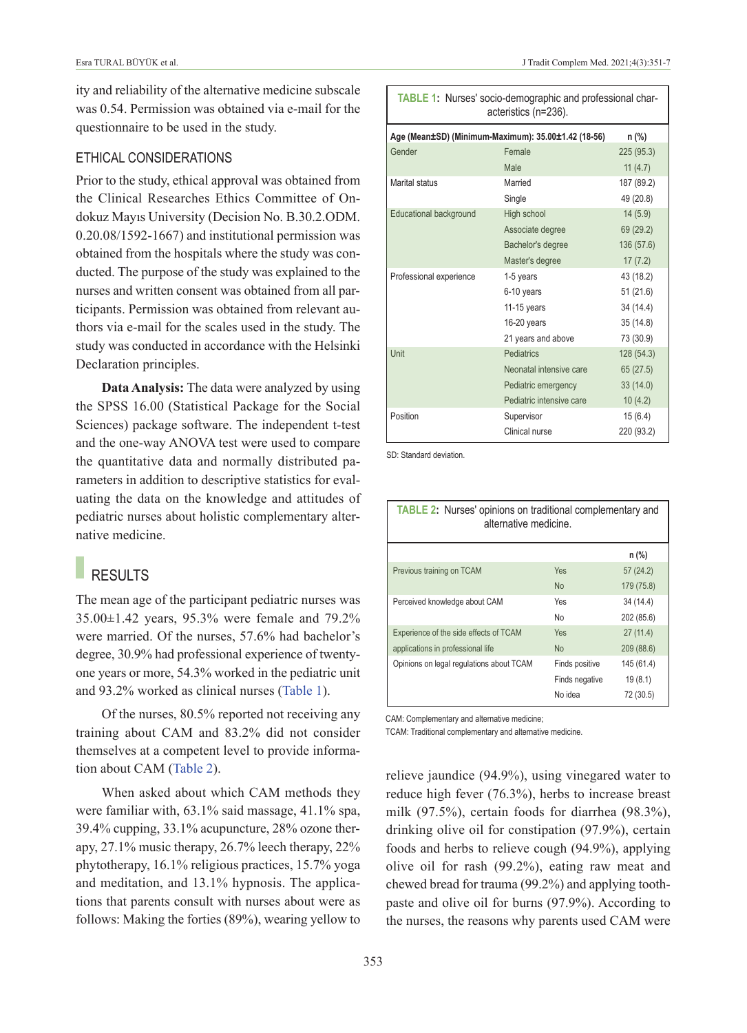ity and reliability of the alternative medicine subscale was 0.54. Permission was obtained via e-mail for the questionnaire to be used in the study.

### ETHICAL CONSIDERATIONS

Prior to the study, ethical approval was obtained from the Clinical Researches Ethics Committee of Ondokuz Mayıs University (Decision No. B.30.2.ODM. 0.20.08/1592-1667) and institutional permission was obtained from the hospitals where the study was conducted. The purpose of the study was explained to the nurses and written consent was obtained from all participants. Permission was obtained from relevant authors via e-mail for the scales used in the study. The study was conducted in accordance with the Helsinki Declaration principles.

**Data Analysis:** The data were analyzed by using the SPSS 16.00 (Statistical Package for the Social Sciences) package software. The independent t-test and the one-way ANOVA test were used to compare the quantitative data and normally distributed parameters in addition to descriptive statistics for evaluating the data on the knowledge and attitudes of pediatric nurses about holistic complementary alternative medicine.

## RESULTS

The mean age of the participant pediatric nurses was 35.00±1.42 years, 95.3% were female and 79.2% were married. Of the nurses, 57.6% had bachelor's degree, 30.9% had professional experience of twenty-one years or more, 54.3% worked in the pediatric unit and 93.2% worked as clinical nurses (Table 1).

Of the nurses, 80.5% reported not receiving any training about CAM and 83.2% did not consider themselves at a competent level to provide information about CAM (Table 2).

When asked about which CAM methods they were familiar with, 63.1% said massage, 41.1% spa, 39.4% cupping, 33.1% acupuncture, 28% ozone therapy, 27.1% music therapy, 26.7% leech therapy, 22% phytotherapy, 16.1% religious practices, 15.7% yoga and meditation, and 13.1% hypnosis. The applications that parents consult with nurses about were as follows: Making the forties (89%), wearing yellow to relieve jaundice (94.9%), using vinegared water to reduce high fever (76.3%), herbs to increase breast milk (97.5%), certain foods for diarrhea (98.3%), drinking olive oil for constipation (97.9%), certain foods and herbs to relieve cough (94.9%), applying olive oil for rash (99.2%), eating raw meat and chewed bread for trauma (99.2%) and applying toothpaste and olive oil for burns (97.9%). According to the nurses, the reasons why parents used CAM were

**TABLE 1:** Nurses' socio-demographic and professional characteristics (n=236).

| Age (Mean±SD) (Minimum-Maximum): 35.00±1.42 (18-56) | | n (%) |
|---|---|---|
| Gender | Female | 225 (95.3) |
| | Male | 11 (4.7) |
| Marital status | Married | 187 (89.2) |
| | Single | 49 (20.8) |
| Educational background | High school | 14 (5.9) |
| | Associate degree | 69 (29.2) |
| | Bachelor's degree | 136 (57.6) |
| | Master's degree | 17 (7.2) |
| Professional experience | 1-5 years | 43 (18.2) |
| | 6-10 years | 51 (21.6) |
| | 11-15 years | 34 (14.4) |
| | 16-20 years | 35 (14.8) |
| | 21 years and above | 73 (30.9) |
| Unit | Pediatrics | 128 (54.3) |
| | Neonatal intensive care | 65 (27.5) |
| | Pediatric emergency | 33 (14.0) |
| | Pediatric intensive care | 10 (4.2) |
| Position | Supervisor | 15 (6.4) |
| | Clinical nurse | 220 (93.2) |

SD: Standard deviation.

**TABLE 2:** Nurses' opinions on traditional complementary and alternative medicine.

| | | n (%) |
|---|---|---|
| Previous training on TCAM | Yes | 57 (24.2) |
| | No | 179 (75.8) |
| Perceived knowledge about CAM | Yes | 34 (14.4) |
| | No | 202 (85.6) |
| Experience of the side effects of TCAM applications in professional life | Yes | 27 (11.4) |
| | No | 209 (88.6) |
| Opinions on legal regulations about TCAM | Finds positive | 145 (61.4) |
| | Finds negative | 19 (8.1) |
| | No idea | 72 (30.5) |

CAM: Complementary and alternative medicine;
TCAM: Traditional complementary and alternative medicine.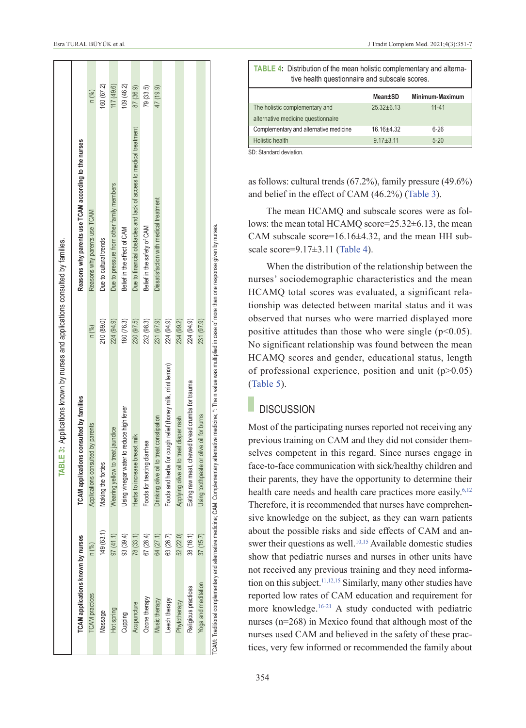**TABLE 3:** Applications known by nurses and applications consulted by families.

| TCAM applications known by nurses | | TCAM applications consulted by families | | Reasons why parents use TCAM according to the nurses | |
|---|---|---|---|---|---|
| TCAM practices | n (%) | Applications consulted by parents | n (%) | Reasons why parents use TCAM | n (%) |
| Massage | 149 (63.1) | Making the forties | 210 (89.0) | Due to cultural trends | 160 (67.2) |
| Hot spring | 97 (41.1) | Wearing yellow to treat jaundice | 224 (94.9) | Due to pressure from other family members | 117 (49.6) |
| Cupping | 93 (39.4) | Using vinegar water to reduce high fever | 180 (76.3) | Belief in the effect of CAM | 109 (46.2) |
| Acupuncture | 78 (33.1) | Herbs to increase breast milk | 230 (97.5) | Due to financial obstacles and lack of access to medical treatment | 87 (36.9) |
| Ozone therapy | 67 (28.4) | Foods for treating diarrhea | 232 (98.3) | Belief in the safety of CAM | 79 (33.5) |
| Music therapy | 64 (27.1) | Drinking olive oil to treat constipation | 231 (97.9) | Dissatisfaction with medical treatment | 47 (19.9) |
| Leech therapy | 63 (26.7) | Foods and herbs for cough relief (honey milk, mint lemon) | 224 (94.9) | | |
| Phytotherapy | 52 (22.0) | Applying olive oil to treat diaper rash | 234 (99.2) | | |
| Religious practices | 38 (16.1) | Eating raw meat, chewed bread crumbs for trauma | 224 (94.9) | | |
| Yoga and meditation | 37 (15.7) | Using toothpaste or olive oil for burns | 231 (97.9) | | |

TCAM: Traditional complementary and alternative medicine; CAM: Complementary alternative medicine; *: The n value was multiplied in case of more than one response given by nurses.

**TABLE 4:** Distribution of the mean holistic complementary and alternative health questionnaire and subscale scores.

| | Mean±SD | Minimum-Maximum |
|---|---|---|
| The holistic complementary and alternative medicine questionnaire | 25.32±6.13 | 11-41 |
| Complementary and alternative medicine | 16.16±4.32 | 6-26 |
| Holistic health | 9.17±3.11 | 5-20 |

SD: Standard deviation.

as follows: cultural trends (67.2%), family pressure (49.6%) and belief in the effect of CAM (46.2%) (Table 3).

The mean HCAMQ and subscale scores were as follows: the mean total HCAMQ score=25.32±6.13, the mean CAM subscale score=16.16±4.32, and the mean HH subscale score=9.17±3.11 (Table 4).

When the distribution of the relationship between the nurses' sociodemographic characteristics and the mean HCAMQ total scores was evaluated, a significant relationship was detected between marital status and it was observed that nurses who were married displayed more positive attitudes than those who were single ($p<0.05$). No significant relationship was found between the mean HCAMQ scores and gender, educational status, length of professional experience, position and unit ($p>0.05$) (Table 5).

## DISCUSSION

Most of the participating nurses reported not receiving any previous training on CAM and they did not consider themselves competent in this regard. Since nurses engage in face-to-face communication with sick/healthy children and their parents, they have the opportunity to determine their health care needs and health care practices more easily.[6,12] Therefore, it is recommended that nurses have comprehensive knowledge on the subject, as they can warn patients about the possible risks and side effects of CAM and answer their questions as well.[10,15] Available domestic studies show that pediatric nurses and nurses in other units have not received any previous training and they need information on this subject.[11,12,15] Similarly, many other studies have reported low rates of CAM education and requirement for more knowledge.[16-21] A study conducted with pediatric nurses (n=268) in Mexico found that although most of the nurses used CAM and believed in the safety of these practices, very few informed or recommended the family about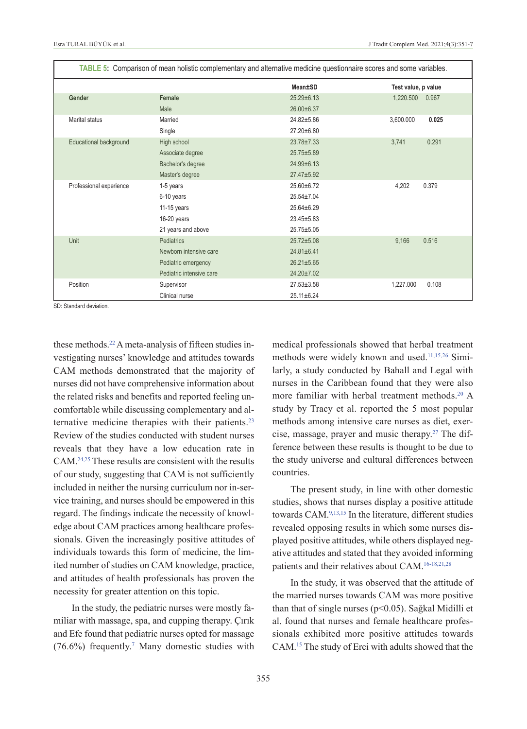**TABLE 5:** Comparison of mean holistic complementary and alternative medicine questionnaire scores and some variables.

| | | Mean±SD | Test value, p value | |
|---|---|---|---|---|
| **Gender** | **Female** | 25.29±6.13 | 1,220.500 | 0.967 |
| | Male | 26.00±6.37 | | |
| Marital status | Married | 24.82±5.86 | 3,600.000 | **0.025** |
| | Single | 27.20±6.80 | | |
| Educational background | High school | 23.78±7.33 | 3,741 | 0.291 |
| | Associate degree | 25.75±5.89 | | |
| | Bachelor's degree | 24.99±6.13 | | |
| | Master's degree | 27.47±5.92 | | |
| Professional experience | 1-5 years | 25.60±6.72 | 4,202 | 0.379 |
| | 6-10 years | 25.54±7.04 | | |
| | 11-15 years | 25.64±6.29 | | |
| | 16-20 years | 23.45±5.83 | | |
| | 21 years and above | 25.75±5.05 | | |
| Unit | Pediatrics | 25.72±5.08 | 9,166 | 0.516 |
| | Newborn intensive care | 24.81±6.41 | | |
| | Pediatric emergency | 26.21±5.65 | | |
| | Pediatric intensive care | 24.20±7.02 | | |
| Position | Supervisor | 27.53±3.58 | 1,227.000 | 0.108 |
| | Clinical nurse | 25.11±6.24 | | |

SD: Standard deviation.

these methods.[22] A meta-analysis of fifteen studies investigating nurses' knowledge and attitudes towards CAM methods demonstrated that the majority of nurses did not have comprehensive information about the related risks and benefits and reported feeling uncomfortable while discussing complementary and alternative medicine therapies with their patients.[23] Review of the studies conducted with student nurses reveals that they have a low education rate in CAM.[24,25] These results are consistent with the results of our study, suggesting that CAM is not sufficiently included in neither the nursing curriculum nor in-service training, and nurses should be empowered in this regard. The findings indicate the necessity of knowledge about CAM practices among healthcare professionals. Given the increasingly positive attitudes of individuals towards this form of medicine, the limited number of studies on CAM knowledge, practice, and attitudes of health professionals has proven the necessity for greater attention on this topic.

In the study, the pediatric nurses were mostly familiar with massage, spa, and cupping therapy. Çırık and Efe found that pediatric nurses opted for massage (76.6%) frequently.[7] Many domestic studies with medical professionals showed that herbal treatment methods were widely known and used.[11,15,26] Similarly, a study conducted by Bahall and Legal with nurses in the Caribbean found that they were also more familiar with herbal treatment methods.[20] A study by Tracy et al. reported the 5 most popular methods among intensive care nurses as diet, exercise, massage, prayer and music therapy.[27] The difference between these results is thought to be due to the study universe and cultural differences between countries.

The present study, in line with other domestic studies, shows that nurses display a positive attitude towards CAM.[9,13,15] In the literature, different studies revealed opposing results in which some nurses displayed positive attitudes, while others displayed negative attitudes and stated that they avoided informing patients and their relatives about CAM.[16-18,21,28]

In the study, it was observed that the attitude of the married nurses towards CAM was more positive than that of single nurses ($p<0.05$). Sağkal Midilli et al. found that nurses and female healthcare professionals exhibited more positive attitudes towards CAM.[15] The study of Erci with adults showed that the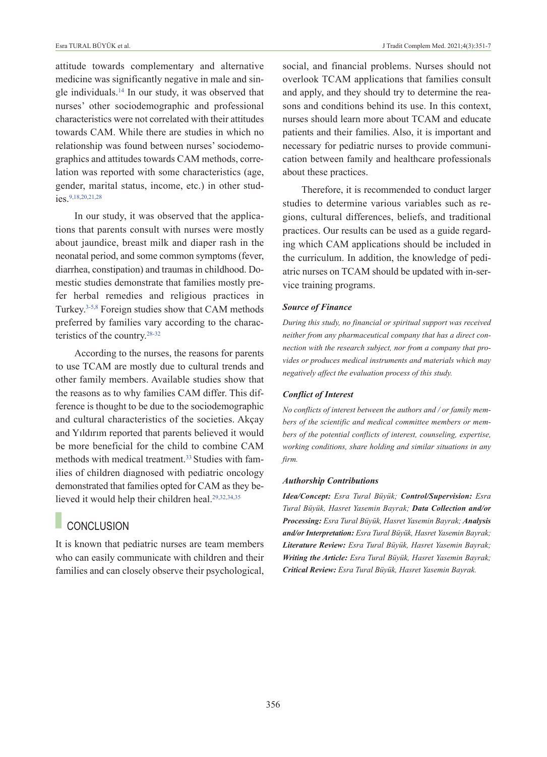attitude towards complementary and alternative medicine was significantly negative in male and single individuals.[14] In our study, it was observed that nurses' other sociodemographic and professional characteristics were not correlated with their attitudes towards CAM. While there are studies in which no relationship was found between nurses' sociodemographics and attitudes towards CAM methods, correlation was reported with some characteristics (age, gender, marital status, income, etc.) in other studies.[9,18,20,21,28]

In our study, it was observed that the applications that parents consult with nurses were mostly about jaundice, breast milk and diaper rash in the neonatal period, and some common symptoms (fever, diarrhea, constipation) and traumas in childhood. Domestic studies demonstrate that families mostly prefer herbal remedies and religious practices in Turkey.[3-5,8] Foreign studies show that CAM methods preferred by families vary according to the characteristics of the country.[28-32]

According to the nurses, the reasons for parents to use TCAM are mostly due to cultural trends and other family members. Available studies show that the reasons as to why families CAM differ. This difference is thought to be due to the sociodemographic and cultural characteristics of the societies. Akçay and Yıldırım reported that parents believed it would be more beneficial for the child to combine CAM methods with medical treatment.[33] Studies with families of children diagnosed with pediatric oncology demonstrated that families opted for CAM as they believed it would help their children heal.[29,32,34,35]

## CONCLUSION

It is known that pediatric nurses are team members who can easily communicate with children and their families and can closely observe their psychological, social, and financial problems. Nurses should not overlook TCAM applications that families consult and apply, and they should try to determine the reasons and conditions behind its use. In this context, nurses should learn more about TCAM and educate patients and their families. Also, it is important and necessary for pediatric nurses to provide communication between family and healthcare professionals about these practices.

Therefore, it is recommended to conduct larger studies to determine various variables such as regions, cultural differences, beliefs, and traditional practices. Our results can be used as a guide regarding which CAM applications should be included in the curriculum. In addition, the knowledge of pediatric nurses on TCAM should be updated with in-service training programs.

### *Source of Finance*

*During this study, no financial or spiritual support was received neither from any pharmaceutical company that has a direct connection with the research subject, nor from a company that provides or produces medical instruments and materials which may negatively affect the evaluation process of this study.*

### *Conflict of Interest*

*No conflicts of interest between the authors and / or family members of the scientific and medical committee members or members of the potential conflicts of interest, counseling, expertise, working conditions, share holding and similar situations in any firm.*

### *Authorship Contributions*

***Idea/Concept:*** *Esra Tural Büyük;* ***Control/Supervision:*** *Esra Tural Büyük, Hasret Yasemin Bayrak;* ***Data Collection and/or Processing:*** *Esra Tural Büyük, Hasret Yasemin Bayrak;* ***Analysis and/or Interpretation:*** *Esra Tural Büyük, Hasret Yasemin Bayrak;* ***Literature Review:*** *Esra Tural Büyük, Hasret Yasemin Bayrak;* ***Writing the Article:*** *Esra Tural Büyük, Hasret Yasemin Bayrak;* ***Critical Review:*** *Esra Tural Büyük, Hasret Yasemin Bayrak.*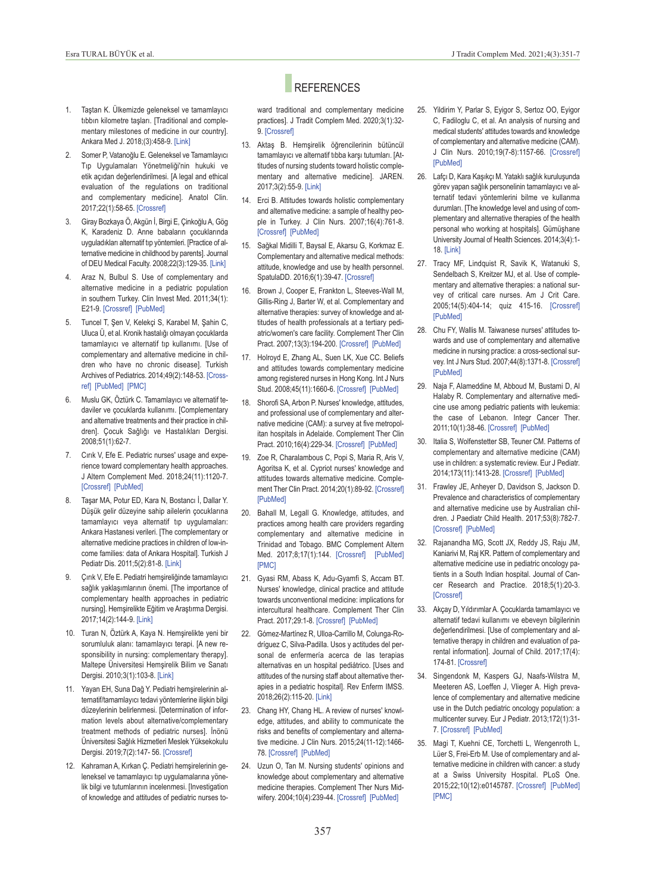## REFERENCES

1. Taştan K. Ülkemizde geleneksel ve tamamlayıcı tıbbın kilometre taşları. [Traditional and complementary milestones of medicine in our country]. Ankara Med J. 2018;(3):458-9. [Link]
2. Somer P, Vatanoğlu E. Geleneksel ve Tamamlayıcı Tıp Uygulamaları Yönetmeliği'nin hukuki ve etik açıdan değerlendirilmesi. [A legal and ethical evaluation of the regulations on traditional and complementary medicine]. Anatol Clin. 2017;22(1):58-65. [Crossref]
3. Giray Bozkaya Ö, Akgün İ, Birgi E, Çinkoğlu A, Göğ K, Karadeniz D. Anne babaların çocuklarında uyguladıkları alternatif tıp yöntemleri. [Practice of alternative medicine in childhood by parents]. Journal of DEU Medical Faculty. 2008;22(3):129-35. [Link]
4. Araz N, Bulbul S. Use of complementary and alternative medicine in a pediatric population in southern Turkey. Clin Invest Med. 2011;34(1): E21-9. [Crossref] [PubMed]
5. Tuncel T, Şen V, Kelekçi S, Karabel M, Şahin C, Uluca Ü, et al. Kronik hastalığı olmayan çocuklarda tamamlayıcı ve alternatif tıp kullanımı. [Use of complementary and alternative medicine in children who have no chronic disease]. Turkish Archives of Pediatrics. 2014;49(2):148-53. [Crossref] [PubMed] [PMC]
6. Muslu GK, Öztürk C. Tamamlayıcı ve alternatif tedaviler ve çocuklarda kullanımı. [Complementary and alternative treatments and their practice in children]. Çocuk Sağlığı ve Hastalıkları Dergisi. 2008;51(1):62-7.
7. Cırık V, Efe E. Pediatric nurses' usage and experience toward complementary health approaches. J Altern Complement Med. 2018;24(11):1120-7. [Crossref] [PubMed]
8. Taşar MA, Potur ED, Kara N, Bostancı İ, Dallar Y. Düşük gelir düzeyine sahip ailelerin çocuklarına tamamlayıcı veya alternatif tıp uygulamaları: Ankara Hastanesi verileri. [The complementary or alternative medicine practices in children of low-income families: data of Ankara Hospital]. Turkish J Pediatr Dis. 2011;5(2):81-8. [Link]
9. Çırık V, Efe E. Pediatri hemşireliğinde tamamlayıcı sağlık yaklaşımlarının önemi. [The importance of complementary health approaches in pediatric nursing]. Hemşirelikte Eğitim ve Araştırma Dergisi. 2017;14(2):144-9. [Link]
10. Turan N, Öztürk A, Kaya N. Hemşirelikte yeni bir sorumluluk alanı: tamamlayıcı terapi. [A new responsibility in nursing: complementary therapy]. Maltepe Üniversitesi Hemşirelik Bilim ve Sanatı Dergisi. 2010;3(1):103-8. [Link]
11. Yayan EH, Suna Dağ Y. Pediatri hemşirelerinin alternatif/tamamlayıcı tedavi yöntemlerine ilişkin bilgi düzeylerinin belirlenmesi. [Determination of information levels about alternative/complementary treatment methods of pediatric nurses]. İnönü Üniversitesi Sağlık Hizmetleri Meslek Yüksekokulu Dergisi. 2019;7(2):147- 56. [Crossref]
12. Kahraman A, Kırkan Ç. Pediatri hemşirelerinin geleneksel ve tamamlayıcı tıp uygulamalarına yönelik bilgi ve tutumlarının incelenmesi. [Investigation of knowledge and attitudes of pediatric nurses toward traditional and complementary medicine practices]. J Tradit Complem Med. 2020;3(1):32-9. [Crossref]
13. Aktaş B. Hemşirelik öğrencilerinin bütüncül tamamlayıcı ve alternatif tıbba karşı tutumları. [Attitudes of nursing students toward holistic complementary and alternative medicine]. JAREN. 2017;3(2):55-9. [Link]
14. Erci B. Attitudes towards holistic complementary and alternative medicine: a sample of healthy people in Turkey. J Clin Nurs. 2007;16(4):761-8. [Crossref] [PubMed]
15. Sağkal Midilli T, Baysal E, Akarsu G, Korkmaz E. Complementary and alternative medical methods: attitude, knowledge and use by health personnel. SpatulaDD. 2016;6(1):39-47. [Crossref]
16. Brown J, Cooper E, Frankton L, Steeves-Wall M, Gillis-Ring J, Barter W, et al. Complementary and alternative therapies: survey of knowledge and attitudes of health professionals at a tertiary pediatric/women's care facility. Complement Ther Clin Pract. 2007;13(3):194-200. [Crossref] [PubMed]
17. Holroyd E, Zhang AL, Suen LK, Xue CC. Beliefs and attitudes towards complementary medicine among registered nurses in Hong Kong. Int J Nurs Stud. 2008;45(11):1660-6. [Crossref] [PubMed]
18. Shorofi SA, Arbon P. Nurses' knowledge, attitudes, and professional use of complementary and alternative medicine (CAM): a survey at five metropolitan hospitals in Adelaide. Complement Ther Clin Pract. 2010;16(4):229-34. [Crossref] [PubMed]
19. Zoe R, Charalambous C, Popi S, Maria R, Aris V, Agoritsa K, et al. Cypriot nurses' knowledge and attitudes towards alternative medicine. Complement Ther Clin Pract. 2014;20(1):89-92. [Crossref] [PubMed]
20. Bahall M, Legall G. Knowledge, attitudes, and practices among health care providers regarding complementary and alternative medicine in Trinidad and Tobago. BMC Complement Altern Med. 2017;8;17(1):144. [Crossref] [PubMed] [PMC]
21. Gyasi RM, Abass K, Adu-Gyamfi S, Accam BT. Nurses' knowledge, clinical practice and attitude towards unconventional medicine: implications for intercultural healthcare. Complement Ther Clin Pract. 2017;29:1-8. [Crossref] [PubMed]
22. Gómez-Martínez R, Ulloa-Carrillo M, Colunga-Rodríguez C, Silva-Padilla. Usos y actitudes del personal de enfermería acerca de las terapias alternativas en un hospital pediátrico. [Uses and attitudes of the nursing staff about alternative therapies in a pediatric hospital]. Rev Enferm IMSS. 2018;26(2):115-20. [Link]
23. Chang HY, Chang HL. A review of nurses' knowledge, attitudes, and ability to communicate the risks and benefits of complementary and alternative medicine. J Clin Nurs. 2015;24(11-12):1466-78. [Crossref] [PubMed]
24. Uzun O, Tan M. Nursing students' opinions and knowledge about complementary and alternative medicine therapies. Complement Ther Nurs Midwifery. 2004;10(4):239-44. [Crossref] [PubMed]
25. Yildirim Y, Parlar S, Eyigor S, Sertoz OO, Eyigor C, Fadiloglu C, et al. An analysis of nursing and medical students' attitudes towards and knowledge of complementary and alternative medicine (CAM). J Clin Nurs. 2010;19(7-8):1157-66. [Crossref] [PubMed]
26. Lafçı D, Kara Kaşıkçı M. Yataklı sağlık kuruluşunda görev yapan sağlık personelinin tamamlayıcı ve alternatif tedavi yöntemlerini bilme ve kullanma durumları. [The knowledge level and using of complementary and alternative therapies of the health personal who working at hospitals]. Gümüşhane University Journal of Health Sciences. 2014;3(4):1-18. [Link]
27. Tracy MF, Lindquist R, Savik K, Watanuki S, Sendelbach S, Kreitzer MJ, et al. Use of complementary and alternative therapies: a national survey of critical care nurses. Am J Crit Care. 2005;14(5):404-14; quiz 415-16. [Crossref] [PubMed]
28. Chu FY, Wallis M. Taiwanese nurses' attitudes towards and use of complementary and alternative medicine in nursing practice: a cross-sectional survey. Int J Nurs Stud. 2007;44(8):1371-8. [Crossref] [PubMed]
29. Naja F, Alameddine M, Abboud M, Bustami D, Al Halaby R. Complementary and alternative medicine use among pediatric patients with leukemia: the case of Lebanon. Integr Cancer Ther. 2011;10(1):38-46. [Crossref] [PubMed]
30. Italia S, Wolfenstetter SB, Teuner CM. Patterns of complementary and alternative medicine (CAM) use in children: a systematic review. Eur J Pediatr. 2014;173(11):1413-28. [Crossref] [PubMed]
31. Frawley JE, Anheyer D, Davidson S, Jackson D. Prevalence and characteristics of complementary and alternative medicine use by Australian children. J Paediatr Child Health. 2017;53(8):782-7. [Crossref] [PubMed]
32. Rajanandha MG, Scott JX, Reddy JS, Raju JM, Kaniarivi M, Raj KR. Pattern of complementary and alternative medicine use in pediatric oncology patients in a South Indian hospital. Journal of Cancer Research and Practice. 2018;5(1):20-3. [Crossref]
33. Akçay D, Yıldırımlar A. Çocuklarda tamamlayıcı ve alternatif tedavi kullanımı ve ebeveyn bilgilerinin değerlendirilmesi. [Use of complementary and alternative therapy in children and evaluation of parental information]. Journal of Child. 2017;17(4): 174-81. [Crossref]
34. Singendonk M, Kaspers GJ, Naafs-Wilstra M, Meeteren AS, Loeffen J, Vlieger A. High prevalence of complementary and alternative medicine use in the Dutch pediatric oncology population: a multicenter survey. Eur J Pediatr. 2013;172(1):31-7. [Crossref] [PubMed]
35. Magi T, Kuehni CE, Torchetti L, Wengenroth L, Lüer S, Frei-Erb M. Use of complementary and alternative medicine in children with cancer: a study at a Swiss University Hospital. PLoS One. 2015;22;10(12):e0145787. [Crossref] [PubMed] [PMC]